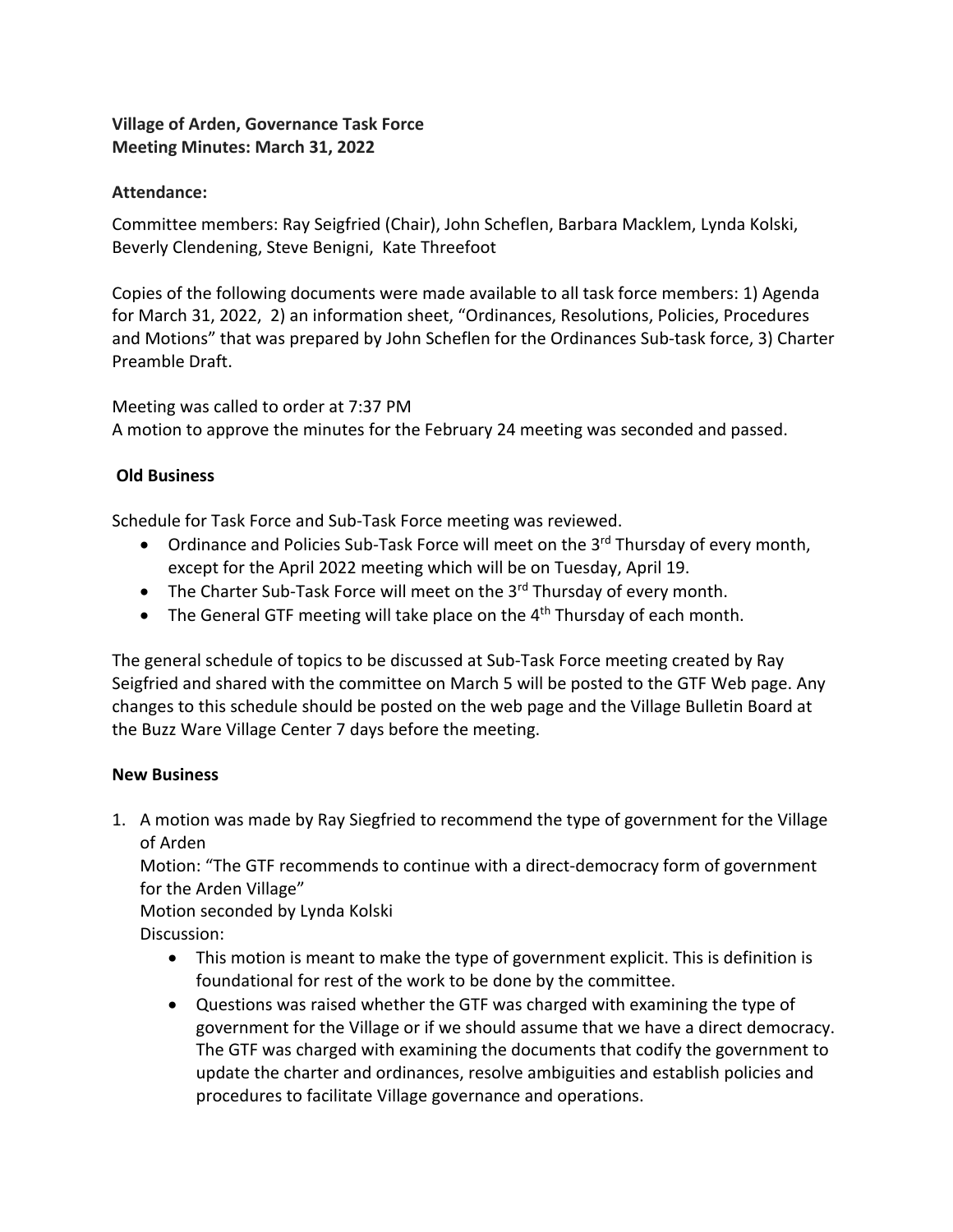**Village of Arden, Governance Task Force**
**Meeting Minutes: March 31, 2022**

**Attendance:**

Committee members: Ray Seigfried (Chair), John Scheflen, Barbara Macklem, Lynda Kolski, Beverly Clendening, Steve Benigni, Kate Threefoot

Copies of the following documents were made available to all task force members: 1) Agenda for March 31, 2022, 2) an information sheet, "Ordinances, Resolutions, Policies, Procedures and Motions" that was prepared by John Scheflen for the Ordinances Sub-task force, 3) Charter Preamble Draft.

Meeting was called to order at 7:37 PM
A motion to approve the minutes for the February 24 meeting was seconded and passed.

**Old Business**

Schedule for Task Force and Sub-Task Force meeting was reviewed.

- Ordinance and Policies Sub-Task Force will meet on the 3rd Thursday of every month, except for the April 2022 meeting which will be on Tuesday, April 19.
- The Charter Sub-Task Force will meet on the 3rd Thursday of every month.
- The General GTF meeting will take place on the 4th Thursday of each month.

The general schedule of topics to be discussed at Sub-Task Force meeting created by Ray Seigfried and shared with the committee on March 5 will be posted to the GTF Web page. Any changes to this schedule should be posted on the web page and the Village Bulletin Board at the Buzz Ware Village Center 7 days before the meeting.

**New Business**

1. A motion was made by Ray Siegfried to recommend the type of government for the Village of Arden
   Motion: "The GTF recommends to continue with a direct-democracy form of government for the Arden Village"
   Motion seconded by Lynda Kolski
   Discussion:
   - This motion is meant to make the type of government explicit. This is definition is foundational for rest of the work to be done by the committee.
   - Questions was raised whether the GTF was charged with examining the type of government for the Village or if we should assume that we have a direct democracy. The GTF was charged with examining the documents that codify the government to update the charter and ordinances, resolve ambiguities and establish policies and procedures to facilitate Village governance and operations.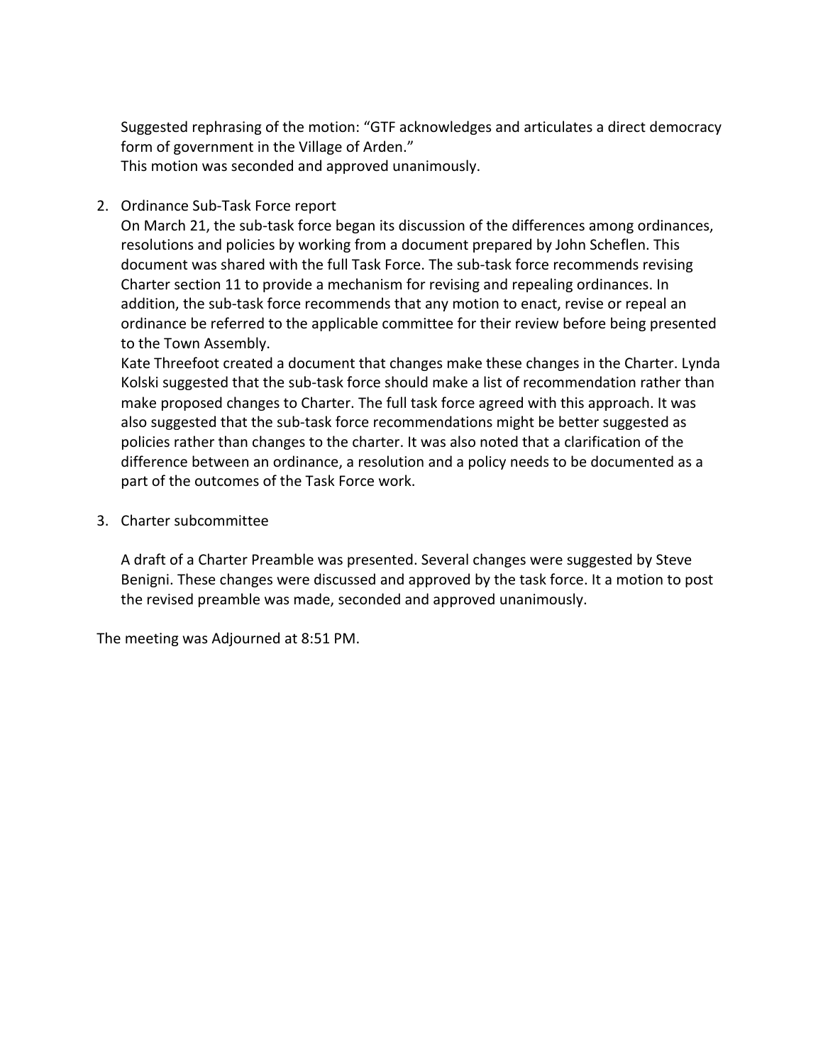Suggested rephrasing of the motion: "GTF acknowledges and articulates a direct democracy form of government in the Village of Arden."
This motion was seconded and approved unanimously.

2. Ordinance Sub-Task Force report
   On March 21, the sub-task force began its discussion of the differences among ordinances, resolutions and policies by working from a document prepared by John Scheflen. This document was shared with the full Task Force. The sub-task force recommends revising Charter section 11 to provide a mechanism for revising and repealing ordinances. In addition, the sub-task force recommends that any motion to enact, revise or repeal an ordinance be referred to the applicable committee for their review before being presented to the Town Assembly.
   Kate Threefoot created a document that changes make these changes in the Charter. Lynda Kolski suggested that the sub-task force should make a list of recommendation rather than make proposed changes to Charter. The full task force agreed with this approach. It was also suggested that the sub-task force recommendations might be better suggested as policies rather than changes to the charter. It was also noted that a clarification of the difference between an ordinance, a resolution and a policy needs to be documented as a part of the outcomes of the Task Force work.

3. Charter subcommittee

   A draft of a Charter Preamble was presented. Several changes were suggested by Steve Benigni. These changes were discussed and approved by the task force. It a motion to post the revised preamble was made, seconded and approved unanimously.

The meeting was Adjourned at 8:51 PM.